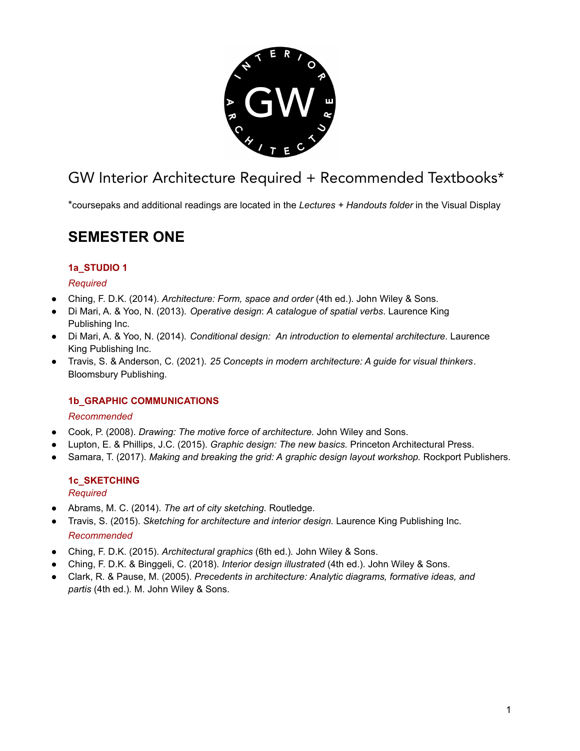# GW Interior Architecture Required + Recommended Textbooks*

*coursepaks and additional readings are located in the *Lectures + Handouts folder* in the Visual Display

## SEMESTER ONE

### 1a_STUDIO 1

*Required*

- Ching, F. D.K. (2014). *Architecture: Form, space and order* (4th ed.). John Wiley & Sons.
- Di Mari, A. & Yoo, N. (2013). *Operative design*: *A catalogue of spatial verbs*. Laurence King Publishing Inc.
- Di Mari, A. & Yoo, N. (2014). *Conditional design: An introduction to elemental architecture*. Laurence King Publishing Inc.
- Travis, S. & Anderson, C. (2021). *25 Concepts in modern architecture: A guide for visual thinkers*. Bloomsbury Publishing.

### 1b_GRAPHIC COMMUNICATIONS

*Recommended*

- Cook, P. (2008). *Drawing: The motive force of architecture.* John Wiley and Sons.
- Lupton, E. & Phillips, J.C. (2015). *Graphic design: The new basics.* Princeton Architectural Press.
- Samara, T. (2017). *Making and breaking the grid: A graphic design layout workshop.* Rockport Publishers.

### 1c_SKETCHING

*Required*

- Abrams, M. C. (2014). *The art of city sketching.* Routledge.
- Travis, S. (2015). *Sketching for architecture and interior design.* Laurence King Publishing Inc.

*Recommended*

- Ching, F. D.K. (2015). *Architectural graphics* (6th ed.)*.* John Wiley & Sons.
- Ching, F. D.K. & Binggeli, C. (2018). *Interior design illustrated* (4th ed.). John Wiley & Sons.
- Clark, R. & Pause, M. (2005). *Precedents in architecture: Analytic diagrams, formative ideas, and partis* (4th ed.)*.* M. John Wiley & Sons.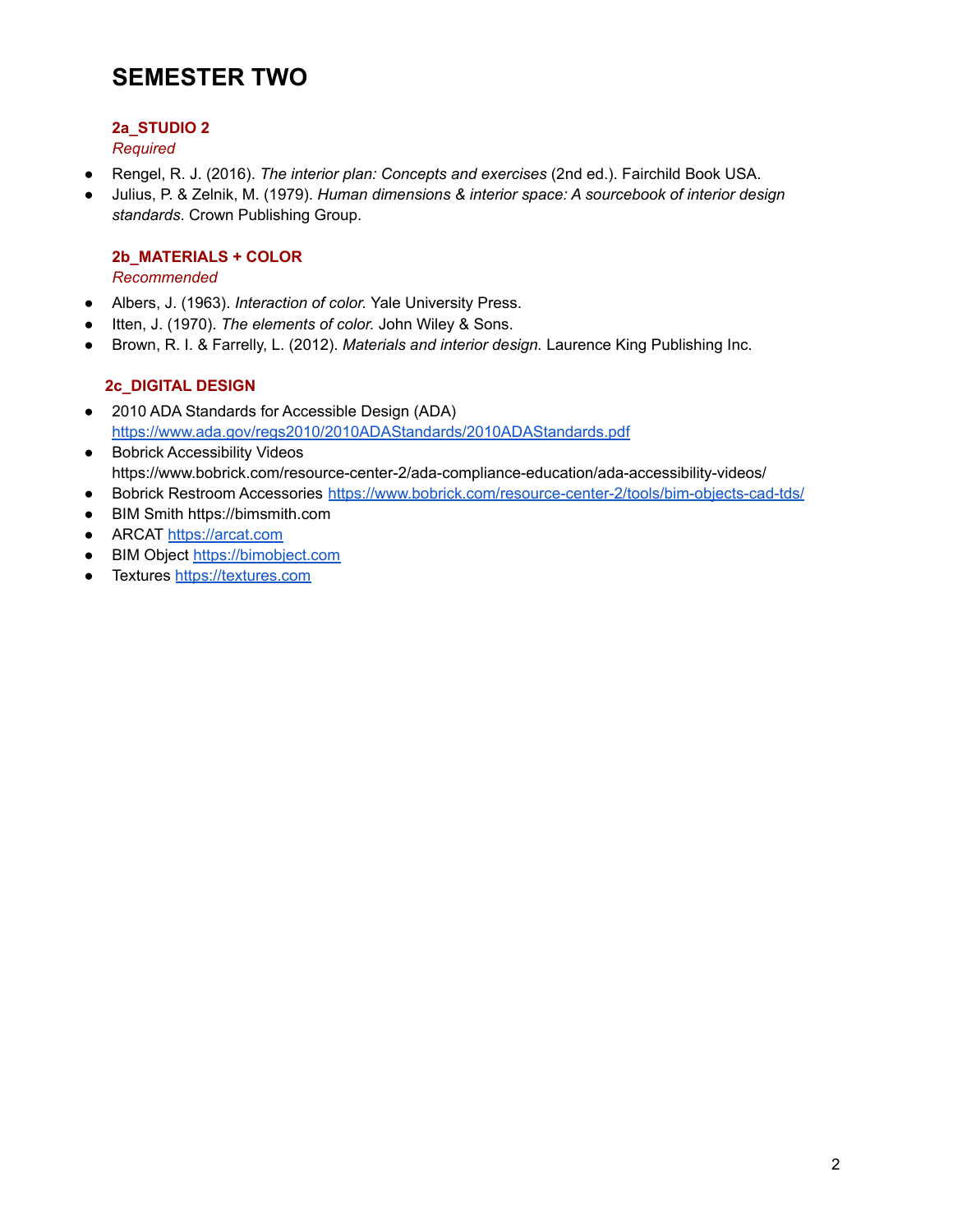# SEMESTER TWO

### 2a_STUDIO 2

*Required*

- Rengel, R. J. (2016). *The interior plan: Concepts and exercises* (2nd ed.). Fairchild Book USA.
- Julius, P. & Zelnik, M. (1979). *Human dimensions & interior space: A sourcebook of interior design standards*. Crown Publishing Group.

### 2b_MATERIALS + COLOR

*Recommended*

- Albers, J. (1963). *Interaction of color.* Yale University Press.
- Itten, J. (1970). *The elements of color.* John Wiley & Sons.
- Brown, R. I. & Farrelly, L. (2012). *Materials and interior design.* Laurence King Publishing Inc.

### 2c_DIGITAL DESIGN

- 2010 ADA Standards for Accessible Design (ADA) https://www.ada.gov/regs2010/2010ADAStandards/2010ADAStandards.pdf
- Bobrick Accessibility Videos https://www.bobrick.com/resource-center-2/ada-compliance-education/ada-accessibility-videos/
- Bobrick Restroom Accessories https://www.bobrick.com/resource-center-2/tools/bim-objects-cad-tds/
- BIM Smith https://bimsmith.com
- ARCAT https://arcat.com
- BIM Object https://bimobject.com
- Textures https://textures.com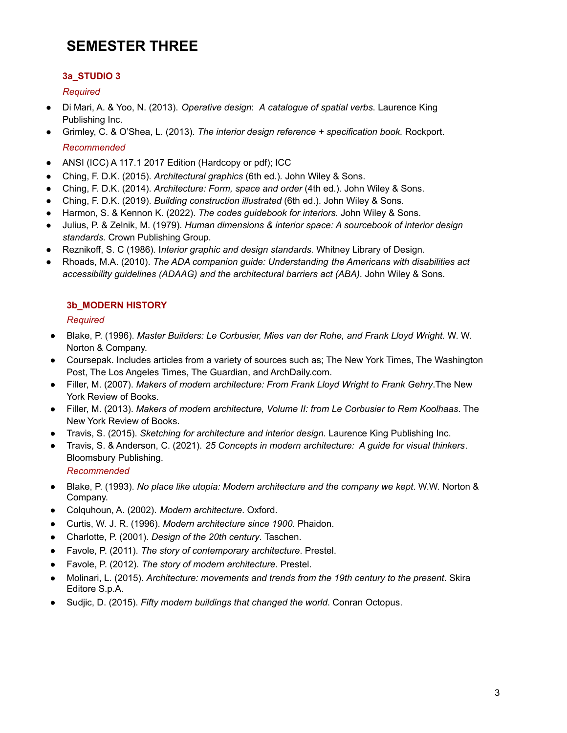# SEMESTER THREE

### 3a_STUDIO 3

*Required*

- Di Mari, A. & Yoo, N. (2013). *Operative design*: *A catalogue of spatial verbs*. Laurence King Publishing Inc.
- Grimley, C. & O'Shea, L. (2013). *The interior design reference + specification book.* Rockport.

*Recommended*

- ANSI (ICC) A 117.1 2017 Edition (Hardcopy or pdf); ICC
- Ching, F. D.K. (2015). *Architectural graphics* (6th ed.). John Wiley & Sons.
- Ching, F. D.K. (2014). *Architecture: Form, space and order* (4th ed.). John Wiley & Sons.
- Ching, F. D.K. (2019). *Building construction illustrated* (6th ed.). John Wiley & Sons.
- Harmon, S. & Kennon K. (2022). *The codes guidebook for interiors.* John Wiley & Sons.
- Julius, P. & Zelnik, M. (1979). *Human dimensions & interior space: A sourcebook of interior design standards*. Crown Publishing Group.
- Reznikoff, S. C (1986). I*nterior graphic and design standards.* Whitney Library of Design.
- Rhoads, M.A. (2010). *The ADA companion guide: Understanding the Americans with disabilities act accessibility guidelines (ADAAG) and the architectural barriers act (ABA).* John Wiley & Sons.

### 3b_MODERN HISTORY

*Required*

- Blake, P. (1996). *Master Builders: Le Corbusier, Mies van der Rohe, and Frank Lloyd Wright*. W. W. Norton & Company.
- Coursepak. Includes articles from a variety of sources such as; The New York Times, The Washington Post, The Los Angeles Times, The Guardian, and ArchDaily.com.
- Filler, M. (2007). *Makers of modern architecture: From Frank Lloyd Wright to Frank Gehry*.The New York Review of Books.
- Filler, M. (2013). *Makers of modern architecture, Volume II: from Le Corbusier to Rem Koolhaas*. The New York Review of Books.
- Travis, S. (2015). *Sketching for architecture and interior design.* Laurence King Publishing Inc.
- Travis, S. & Anderson, C. (2021). *25 Concepts in modern architecture: A guide for visual thinkers*. Bloomsbury Publishing.

*Recommended*

- Blake, P. (1993). *No place like utopia: Modern architecture and the company we kept*. W.W. Norton & Company.
- Colquhoun, A. (2002). *Modern architecture*. Oxford.
- Curtis, W. J. R. (1996). *Modern architecture since 1900*. Phaidon.
- Charlotte, P. (2001). *Design of the 20th century*. Taschen.
- Favole, P. (2011). *The story of contemporary architecture*. Prestel.
- Favole, P. (2012). *The story of modern architecture*. Prestel.
- Molinari, L. (2015). *Architecture: movements and trends from the 19th century to the present*. Skira Editore S.p.A.
- Sudjic, D. (2015). *Fifty modern buildings that changed the world*. Conran Octopus.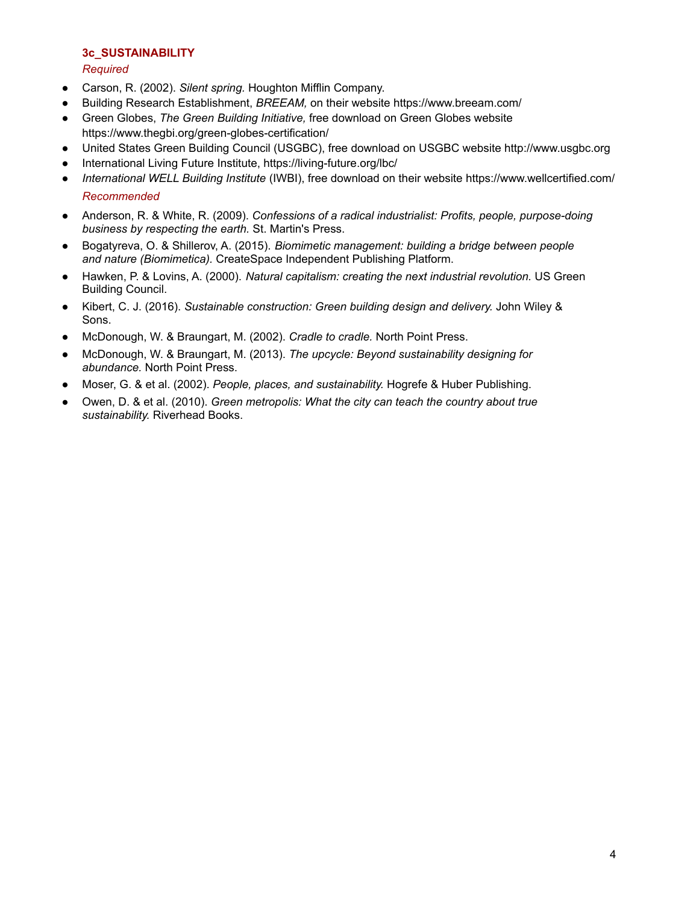### 3c_SUSTAINABILITY

*Required*

- Carson, R. (2002). *Silent spring.* Houghton Mifflin Company.
- Building Research Establishment, *BREEAM,* on their website https://www.breeam.com/
- Green Globes, *The Green Building Initiative,* free download on Green Globes website https://www.thegbi.org/green-globes-certification/
- United States Green Building Council (USGBC), free download on USGBC website http://www.usgbc.org
- International Living Future Institute, https://living-future.org/lbc/
- *International WELL Building Institute* (IWBI), free download on their website https://www.wellcertified.com/

*Recommended*

- Anderson, R. & White, R. (2009). *Confessions of a radical industrialist: Profits, people, purpose-doing business by respecting the earth.* St. Martin's Press.
- Bogatyreva, O. & Shillerov, A. (2015). *Biomimetic management: building a bridge between people and nature (Biomimetica).* CreateSpace Independent Publishing Platform.
- Hawken, P. & Lovins, A. (2000). *Natural capitalism: creating the next industrial revolution.* US Green Building Council.
- Kibert, C. J. (2016). *Sustainable construction: Green building design and delivery.* John Wiley & Sons.
- McDonough, W. & Braungart, M. (2002). *Cradle to cradle.* North Point Press.
- McDonough, W. & Braungart, M. (2013). *The upcycle: Beyond sustainability designing for abundance.* North Point Press.
- Moser, G. & et al. (2002). *People, places, and sustainability.* Hogrefe & Huber Publishing.
- Owen, D. & et al. (2010). *Green metropolis: What the city can teach the country about true sustainability.* Riverhead Books.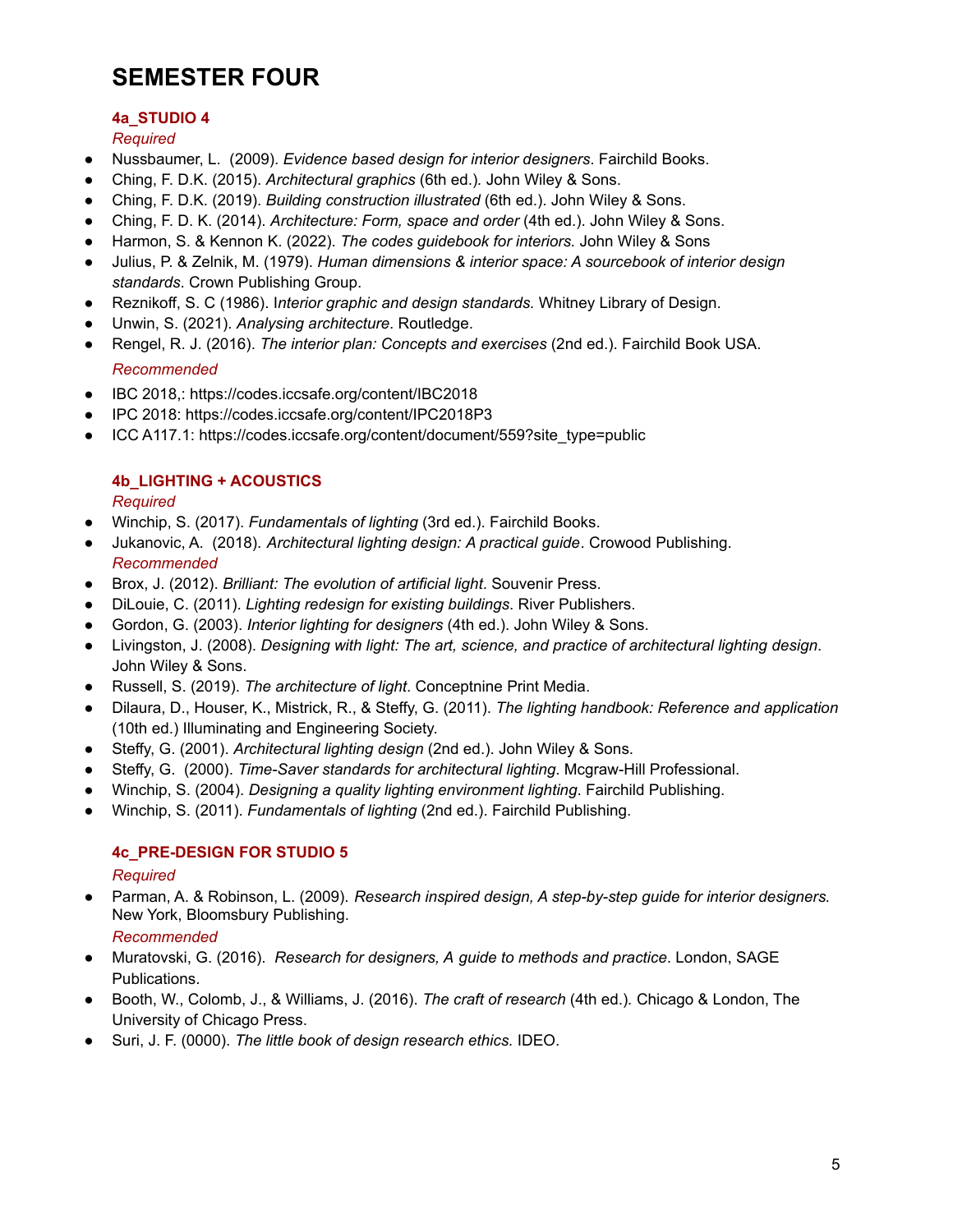# SEMESTER FOUR

### 4a_STUDIO 4

*Required*

- Nussbaumer, L. (2009). *Evidence based design for interior designers*. Fairchild Books.
- Ching, F. D.K. (2015). *Architectural graphics* (6th ed.). John Wiley & Sons.
- Ching, F. D.K. (2019). *Building construction illustrated* (6th ed.). John Wiley & Sons.
- Ching, F. D. K. (2014). *Architecture: Form, space and order* (4th ed.). John Wiley & Sons.
- Harmon, S. & Kennon K. (2022). *The codes guidebook for interiors.* John Wiley & Sons
- Julius, P. & Zelnik, M. (1979). *Human dimensions & interior space: A sourcebook of interior design standards*. Crown Publishing Group.
- Reznikoff, S. C (1986). I*nterior graphic and design standards.* Whitney Library of Design.
- Unwin, S. (2021). *Analysing architecture*. Routledge.
- Rengel, R. J. (2016). *The interior plan: Concepts and exercises* (2nd ed.). Fairchild Book USA.

*Recommended*

- IBC 2018,: https://codes.iccsafe.org/content/IBC2018
- IPC 2018: https://codes.iccsafe.org/content/IPC2018P3
- ICC A117.1: https://codes.iccsafe.org/content/document/559?site_type=public

### 4b_LIGHTING + ACOUSTICS

*Required*

- Winchip, S. (2017). *Fundamentals of lighting* (3rd ed.). Fairchild Books.
- Jukanovic, A. (2018). *Architectural lighting design: A practical guide*. Crowood Publishing.

*Recommended*

- Brox, J. (2012). *Brilliant: The evolution of artificial light*. Souvenir Press.
- DiLouie, C. (2011). *Lighting redesign for existing buildings*. River Publishers.
- Gordon, G. (2003). *Interior lighting for designers* (4th ed.). John Wiley & Sons.
- Livingston, J. (2008). *Designing with light: The art, science, and practice of architectural lighting design*. John Wiley & Sons.
- Russell, S. (2019). *The architecture of light*. Conceptnine Print Media.
- Dilaura, D., Houser, K., Mistrick, R., & Steffy, G. (2011). *The lighting handbook: Reference and application* (10th ed.) Illuminating and Engineering Society.
- Steffy, G. (2001). *Architectural lighting design* (2nd ed.). John Wiley & Sons.
- Steffy, G. (2000). *Time-Saver standards for architectural lighting*. Mcgraw-Hill Professional.
- Winchip, S. (2004). *Designing a quality lighting environment lighting*. Fairchild Publishing.
- Winchip, S. (2011). *Fundamentals of lighting* (2nd ed.). Fairchild Publishing.

### 4c_PRE-DESIGN FOR STUDIO 5

*Required*

- Parman, A. & Robinson, L. (2009). *Research inspired design, A step-by-step guide for interior designers.* New York, Bloomsbury Publishing.

*Recommended*

- Muratovski, G. (2016). *Research for designers, A guide to methods and practice*. London, SAGE Publications.
- Booth, W., Colomb, J., & Williams, J. (2016). *The craft of research* (4th ed.). Chicago & London, The University of Chicago Press.
- Suri, J. F. (0000). *The little book of design research ethics.* IDEO.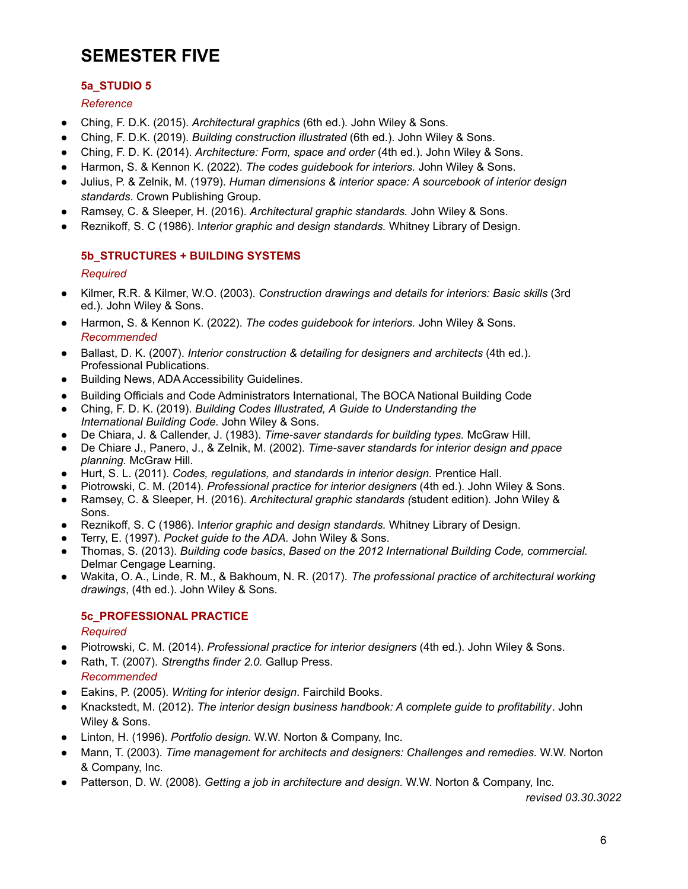# SEMESTER FIVE

### 5a_STUDIO 5

*Reference*

- Ching, F. D.K. (2015). *Architectural graphics* (6th ed.). John Wiley & Sons.
- Ching, F. D.K. (2019). *Building construction illustrated* (6th ed.). John Wiley & Sons.
- Ching, F. D. K. (2014). *Architecture: Form, space and order* (4th ed.). John Wiley & Sons.
- Harmon, S. & Kennon K. (2022). *The codes guidebook for interiors.* John Wiley & Sons.
- Julius, P. & Zelnik, M. (1979). *Human dimensions & interior space: A sourcebook of interior design standards*. Crown Publishing Group.
- Ramsey, C. & Sleeper, H. (2016). *Architectural graphic standards.* John Wiley & Sons.
- Reznikoff, S. C (1986). I*nterior graphic and design standards.* Whitney Library of Design.

### 5b_STRUCTURES + BUILDING SYSTEMS

*Required*

- Kilmer, R.R. & Kilmer, W.O. (2003). *Construction drawings and details for interiors: Basic skills* (3rd ed.). John Wiley & Sons.
- Harmon, S. & Kennon K. (2022). *The codes guidebook for interiors.* John Wiley & Sons.

*Recommended*

- Ballast, D. K. (2007). *Interior construction & detailing for designers and architects* (4th ed.). Professional Publications.
- Building News, ADA Accessibility Guidelines.
- Building Officials and Code Administrators International, The BOCA National Building Code
- Ching, F. D. K. (2019). *Building Codes Illustrated, A Guide to Understanding the International Building Code.* John Wiley & Sons.
- De Chiara, J. & Callender, J. (1983). *Time-saver standards for building types.* McGraw Hill.
- De Chiare J., Panero, J., & Zelnik, M. (2002). *Time-saver standards for interior design and ppace planning.* McGraw Hill.
- Hurt, S. L. (2011). *Codes, regulations, and standards in interior design.* Prentice Hall.
- Piotrowski, C. M. (2014). *Professional practice for interior designers* (4th ed.). John Wiley & Sons.
- Ramsey, C. & Sleeper, H. (2016). *Architectural graphic standards (*student edition)*.* John Wiley & Sons.
- Reznikoff, S. C (1986). I*nterior graphic and design standards.* Whitney Library of Design.
- Terry, E. (1997). *Pocket guide to the ADA.* John Wiley & Sons.
- Thomas, S. (2013). *Building code basics*, *Based on the 2012 International Building Code, commercial.* Delmar Cengage Learning.
- Wakita, O. A., Linde, R. M., & Bakhoum, N. R. (2017). *The professional practice of architectural working drawings*, (4th ed.). John Wiley & Sons.

### 5c_PROFESSIONAL PRACTICE

*Required*

- Piotrowski, C. M. (2014). *Professional practice for interior designers* (4th ed.). John Wiley & Sons.
- Rath, T. (2007). *Strengths finder 2.0.* Gallup Press.

*Recommended*

- Eakins, P. (2005). *Writing for interior design*. Fairchild Books.
- Knackstedt, M. (2012). *The interior design business handbook: A complete guide to profitability*. John Wiley & Sons.
- Linton, H. (1996). *Portfolio design.* W.W. Norton & Company, Inc.
- Mann, T. (2003). *Time management for architects and designers: Challenges and remedies.* W.W. Norton & Company, Inc.
- Patterson, D. W. (2008). *Getting a job in architecture and design.* W.W. Norton & Company, Inc.

*revised 03.30.3022*